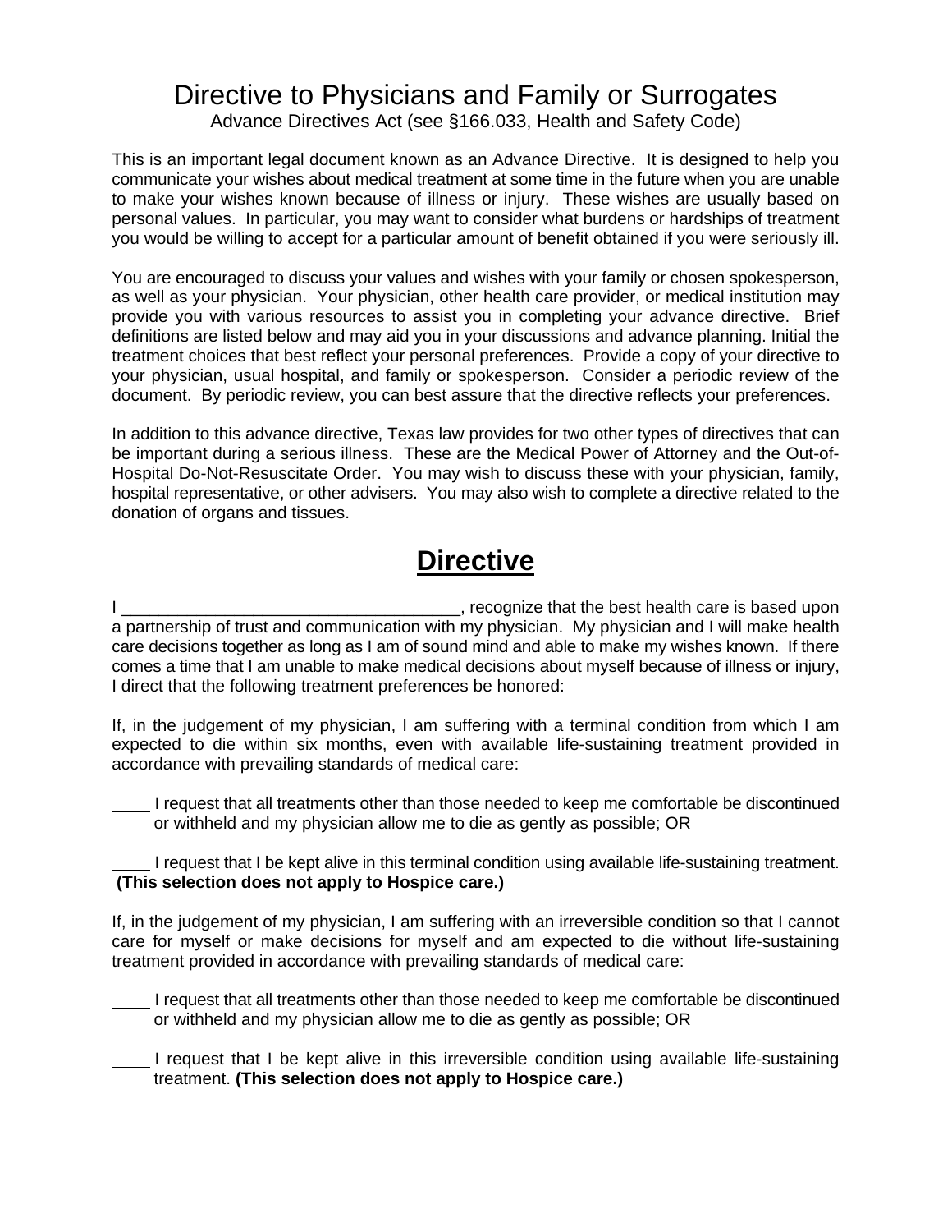# Directive to Physicians and Family or Surrogates

Advance Directives Act (see §166.033, Health and Safety Code)

This is an important legal document known as an Advance Directive. It is designed to help you communicate your wishes about medical treatment at some time in the future when you are unable to make your wishes known because of illness or injury. These wishes are usually based on personal values. In particular, you may want to consider what burdens or hardships of treatment you would be willing to accept for a particular amount of benefit obtained if you were seriously ill.

You are encouraged to discuss your values and wishes with your family or chosen spokesperson, as well as your physician. Your physician, other health care provider, or medical institution may provide you with various resources to assist you in completing your advance directive. Brief definitions are listed below and may aid you in your discussions and advance planning. Initial the treatment choices that best reflect your personal preferences. Provide a copy of your directive to your physician, usual hospital, and family or spokesperson. Consider a periodic review of the document. By periodic review, you can best assure that the directive reflects your preferences.

In addition to this advance directive, Texas law provides for two other types of directives that can be important during a serious illness. These are the Medical Power of Attorney and the Out-of-Hospital Do-Not-Resuscitate Order. You may wish to discuss these with your physician, family, hospital representative, or other advisers. You may also wish to complete a directive related to the donation of organs and tissues.

## Directive

I ____________________________________, recognize that the best health care is based upon a partnership of trust and communication with my physician. My physician and I will make health care decisions together as long as I am of sound mind and able to make my wishes known. If there comes a time that I am unable to make medical decisions about myself because of illness or injury, I direct that the following treatment preferences be honored:

If, in the judgement of my physician, I am suffering with a terminal condition from which I am expected to die within six months, even with available life-sustaining treatment provided in accordance with prevailing standards of medical care:

____ I request that all treatments other than those needed to keep me comfortable be discontinued or withheld and my physician allow me to die as gently as possible; OR

____ I request that I be kept alive in this terminal condition using available life-sustaining treatment. **(This selection does not apply to Hospice care.)**

If, in the judgement of my physician, I am suffering with an irreversible condition so that I cannot care for myself or make decisions for myself and am expected to die without life-sustaining treatment provided in accordance with prevailing standards of medical care:

____ I request that all treatments other than those needed to keep me comfortable be discontinued or withheld and my physician allow me to die as gently as possible; OR

____ I request that I be kept alive in this irreversible condition using available life-sustaining treatment. **(This selection does not apply to Hospice care.)**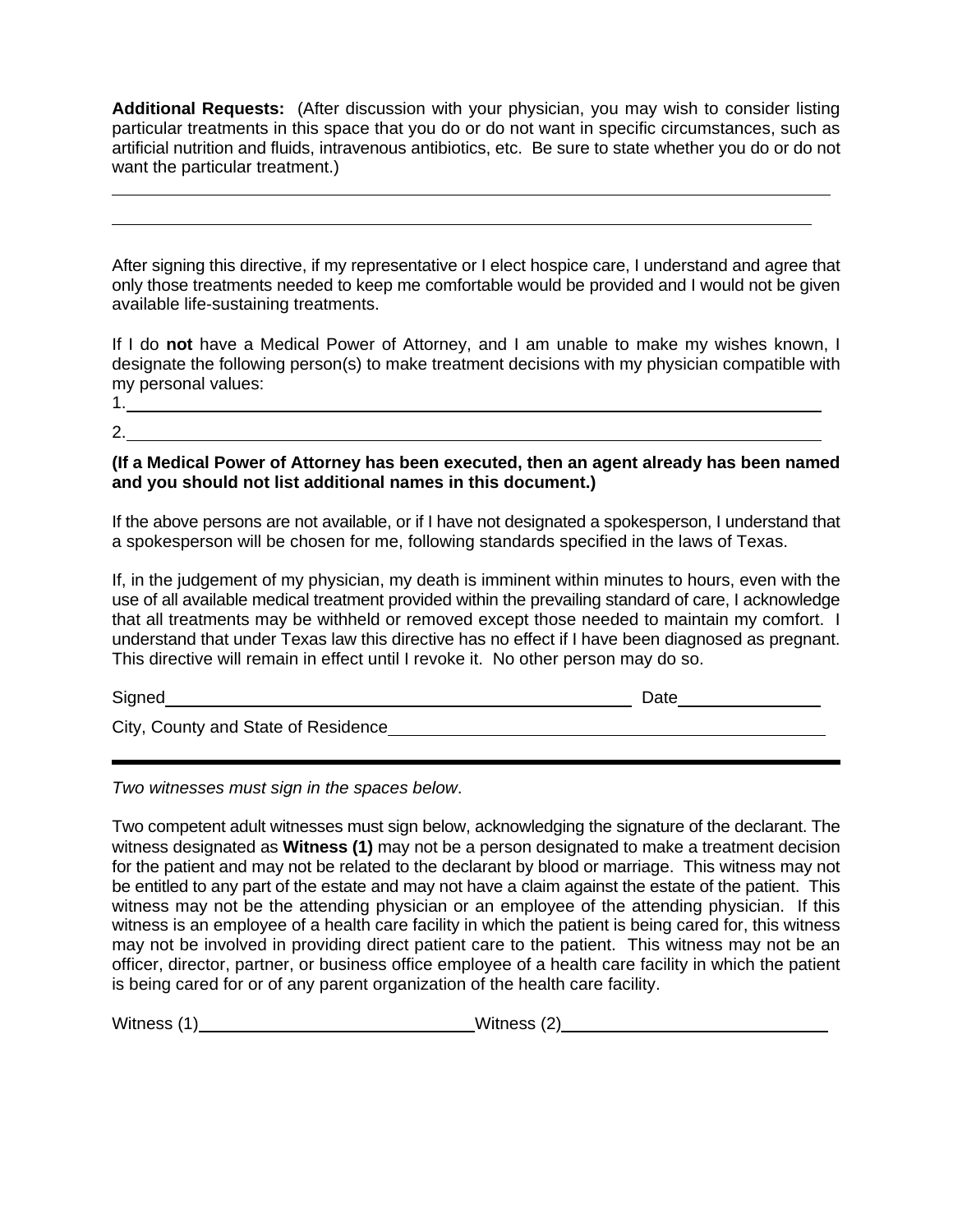**Additional Requests:** (After discussion with your physician, you may wish to consider listing particular treatments in this space that you do or do not want in specific circumstances, such as artificial nutrition and fluids, intravenous antibiotics, etc. Be sure to state whether you do or do not want the particular treatment.)

\_\_\_\_\_\_\_\_\_\_\_\_\_\_\_\_\_\_\_\_\_\_\_\_\_\_\_\_\_\_\_\_\_\_\_\_\_\_\_\_\_\_\_\_\_\_\_\_\_\_\_\_\_\_\_\_\_\_\_\_\_\_\_\_\_\_\_\_

\_\_\_\_\_\_\_\_\_\_\_\_\_\_\_\_\_\_\_\_\_\_\_\_\_\_\_\_\_\_\_\_\_\_\_\_\_\_\_\_\_\_\_\_\_\_\_\_\_\_\_\_\_\_\_\_\_\_\_\_\_\_\_\_\_\_\_\_

After signing this directive, if my representative or I elect hospice care, I understand and agree that only those treatments needed to keep me comfortable would be provided and I would not be given available life-sustaining treatments.

If I do **not** have a Medical Power of Attorney, and I am unable to make my wishes known, I designate the following person(s) to make treatment decisions with my physician compatible with my personal values:

1.\_\_\_\_\_\_\_\_\_\_\_\_\_\_\_\_\_\_\_\_\_\_\_\_\_\_\_\_\_\_\_\_\_\_\_\_\_\_\_\_\_\_\_\_\_\_\_\_\_\_\_\_\_\_\_\_\_\_\_\_\_\_\_\_\_\_

2.\_\_\_\_\_\_\_\_\_\_\_\_\_\_\_\_\_\_\_\_\_\_\_\_\_\_\_\_\_\_\_\_\_\_\_\_\_\_\_\_\_\_\_\_\_\_\_\_\_\_\_\_\_\_\_\_\_\_\_\_\_\_\_\_\_\_

**(If a Medical Power of Attorney has been executed, then an agent already has been named and you should not list additional names in this document.)**

If the above persons are not available, or if I have not designated a spokesperson, I understand that a spokesperson will be chosen for me, following standards specified in the laws of Texas.

If, in the judgement of my physician, my death is imminent within minutes to hours, even with the use of all available medical treatment provided within the prevailing standard of care, I acknowledge that all treatments may be withheld or removed except those needed to maintain my comfort. I understand that under Texas law this directive has no effect if I have been diagnosed as pregnant. This directive will remain in effect until I revoke it. No other person may do so.

Signed\_\_\_\_\_\_\_\_\_\_\_\_\_\_\_\_\_\_\_\_\_\_\_\_\_\_\_\_\_\_\_\_\_\_\_\_\_\_\_\_\_\_\_\_\_\_\_\_ Date\_\_\_\_\_\_\_\_\_\_\_\_\_\_\_

City, County and State of Residence\_\_\_\_\_\_\_\_\_\_\_\_\_\_\_\_\_\_\_\_\_\_\_\_\_\_\_\_\_\_\_\_\_\_\_\_\_\_\_\_\_\_\_\_

---

*Two witnesses must sign in the spaces below*.

Two competent adult witnesses must sign below, acknowledging the signature of the declarant. The witness designated as **Witness (1)** may not be a person designated to make a treatment decision for the patient and may not be related to the declarant by blood or marriage. This witness may not be entitled to any part of the estate and may not have a claim against the estate of the patient. This witness may not be the attending physician or an employee of the attending physician. If this witness is an employee of a health care facility in which the patient is being cared for, this witness may not be involved in providing direct patient care to the patient. This witness may not be an officer, director, partner, or business office employee of a health care facility in which the patient is being cared for or of any parent organization of the health care facility.

Witness (1)\_\_\_\_\_\_\_\_\_\_\_\_\_\_\_\_\_\_\_\_\_\_\_\_\_\_\_\_\_\_ Witness (2)\_\_\_\_\_\_\_\_\_\_\_\_\_\_\_\_\_\_\_\_\_\_\_\_\_\_\_\_\_\_